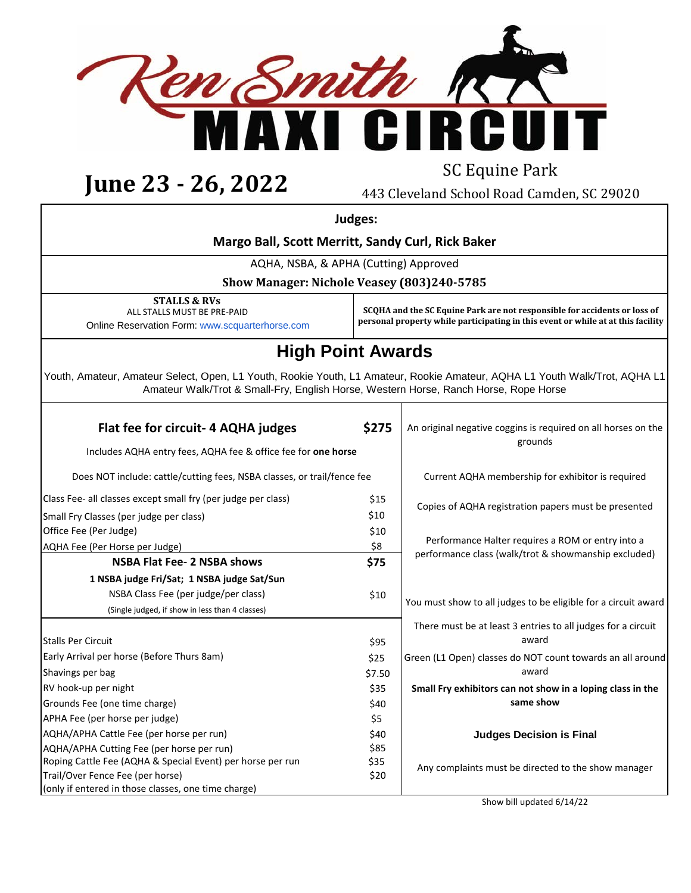# Ken Smith MAXI CIRCUIT

## June 23 - 26, 2022

SC Equine Park

443 Cleveland School Road Camden, SC 29020

**Judges:**

**Margo Ball, Scott Merritt, Sandy Curl, Rick Baker**

AQHA, NSBA, & APHA (Cutting) Approved

**Show Manager: Nichole Veasey (803)240-5785**

**STALLS & RVs**
ALL STALLS MUST BE PRE-PAID
Online Reservation Form: www.scquarterhorse.com

**SCQHA and the SC Equine Park are not responsible for accidents or loss of personal property while participating in this event or while at at this facility**

## High Point Awards

Youth, Amateur, Amateur Select, Open, L1 Youth, Rookie Youth, L1 Amateur, Rookie Amateur, AQHA L1 Youth Walk/Trot, AQHA L1 Amateur Walk/Trot & Small-Fry, English Horse, Western Horse, Ranch Horse, Rope Horse

| **Flat fee for circuit- 4 AQHA judges** | **$275** |
|---|---|
| Includes AQHA entry fees, AQHA fee & office fee for **one horse** | |
| Does NOT include: cattle/cutting fees, NSBA classes, or trail/fence fee | |
| Class Fee- all classes except small fry (per judge per class) | $15 |
| Small Fry Classes (per judge per class) | $10 |
| Office Fee (Per Judge) | $10 |
| AQHA Fee (Per Horse per Judge) | $8 |
| **NSBA Flat Fee- 2 NSBA shows** | **$75** |
| **1 NSBA judge Fri/Sat; 1 NSBA judge Sat/Sun** | |
| NSBA Class Fee (per judge/per class) | $10 |
| (Single judged, if show in less than 4 classes) | |
| Stalls Per Circuit | $95 |
| Early Arrival per horse (Before Thurs 8am) | $25 |
| Shavings per bag | $7.50 |
| RV hook-up per night | $35 |
| Grounds Fee (one time charge) | $40 |
| APHA Fee (per horse per judge) | $5 |
| AQHA/APHA Cattle Fee (per horse per run) | $40 |
| AQHA/APHA Cutting Fee (per horse per run) | $85 |
| Roping Cattle Fee (AQHA & Special Event) per horse per run | $35 |
| Trail/Over Fence Fee (per horse) (only if entered in those classes, one time charge) | $20 |

An original negative coggins is required on all horses on the grounds

Current AQHA membership for exhibitor is required

Copies of AQHA registration papers must be presented

Performance Halter requires a ROM or entry into a performance class (walk/trot & showmanship excluded)

You must show to all judges to be eligible for a circuit award

There must be at least 3 entries to all judges for a circuit award

Green (L1 Open) classes do NOT count towards an all around award

**Small Fry exhibitors can not show in a loping class in the same show**

**Judges Decision is Final**

Any complaints must be directed to the show manager

Show bill updated 6/14/22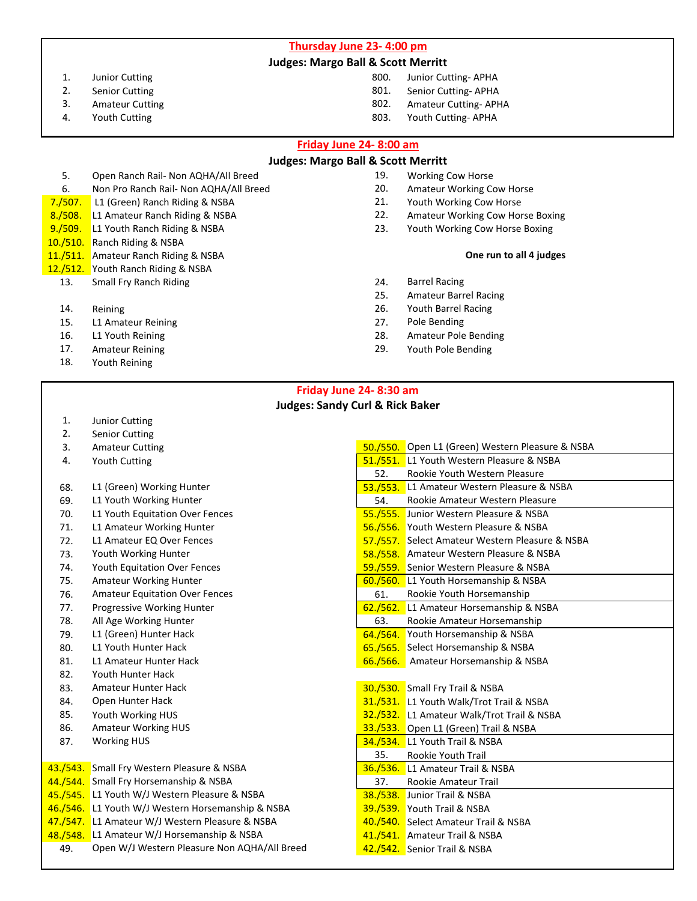## Thursday June 23- 4:00 pm

**Judges: Margo Ball & Scott Merritt**

1. Junior Cutting
2. Senior Cutting
3. Amateur Cutting
4. Youth Cutting

800. Junior Cutting- APHA
801. Senior Cutting- APHA
802. Amateur Cutting- APHA
803. Youth Cutting- APHA

## Friday June 24- 8:00 am

**Judges: Margo Ball & Scott Merritt**

5. Open Ranch Rail- Non AQHA/All Breed
6. Non Pro Ranch Rail- Non AQHA/All Breed
7./507. L1 (Green) Ranch Riding & NSBA
8./508. L1 Amateur Ranch Riding & NSBA
9./509. L1 Youth Ranch Riding & NSBA
10./510. Ranch Riding & NSBA
11./511. Amateur Ranch Riding & NSBA
12./512. Youth Ranch Riding & NSBA
13. Small Fry Ranch Riding

14. Reining
15. L1 Amateur Reining
16. L1 Youth Reining
17. Amateur Reining
18. Youth Reining

19. Working Cow Horse
20. Amateur Working Cow Horse
21. Youth Working Cow Horse
22. Amateur Working Cow Horse Boxing
23. Youth Working Cow Horse Boxing

**One run to all 4 judges**

24. Barrel Racing
25. Amateur Barrel Racing
26. Youth Barrel Racing
27. Pole Bending
28. Amateur Pole Bending
29. Youth Pole Bending

## Friday June 24- 8:30 am

**Judges: Sandy Curl & Rick Baker**

1. Junior Cutting
2. Senior Cutting
3. Amateur Cutting
4. Youth Cutting

68. L1 (Green) Working Hunter
69. L1 Youth Working Hunter
70. L1 Youth Equitation Over Fences
71. L1 Amateur Working Hunter
72. L1 Amateur EQ Over Fences
73. Youth Working Hunter
74. Youth Equitation Over Fences
75. Amateur Working Hunter
76. Amateur Equitation Over Fences
77. Progressive Working Hunter
78. All Age Working Hunter
79. L1 (Green) Hunter Hack
80. L1 Youth Hunter Hack
81. L1 Amateur Hunter Hack
82. Youth Hunter Hack
83. Amateur Hunter Hack
84. Open Hunter Hack
85. Youth Working HUS
86. Amateur Working HUS
87. Working HUS

43./543. Small Fry Western Pleasure & NSBA
44./544. Small Fry Horsemanship & NSBA
45./545. L1 Youth W/J Western Pleasure & NSBA
46./546. L1 Youth W/J Western Horsemanship & NSBA
47./547. L1 Amateur W/J Western Pleasure & NSBA
48./548. L1 Amateur W/J Horsemanship & NSBA
49. Open W/J Western Pleasure Non AQHA/All Breed

50./550. Open L1 (Green) Western Pleasure & NSBA
51./551. L1 Youth Western Pleasure & NSBA
52. Rookie Youth Western Pleasure
53./553. L1 Amateur Western Pleasure & NSBA
54. Rookie Amateur Western Pleasure
55./555. Junior Western Pleasure & NSBA
56./556. Youth Western Pleasure & NSBA
57./557. Select Amateur Western Pleasure & NSBA
58./558. Amateur Western Pleasure & NSBA
59./559. Senior Western Pleasure & NSBA
60./560. L1 Youth Horsemanship & NSBA
61. Rookie Youth Horsemanship
62./562. L1 Amateur Horsemanship & NSBA
63. Rookie Amateur Horsemanship
64./564. Youth Horsemanship & NSBA
65./565. Select Horsemanship & NSBA
66./566. Amateur Horsemanship & NSBA

30./530. Small Fry Trail & NSBA
31./531. L1 Youth Walk/Trot Trail & NSBA
32./532. L1 Amateur Walk/Trot Trail & NSBA
33./533. Open L1 (Green) Trail & NSBA
34./534. L1 Youth Trail & NSBA
35. Rookie Youth Trail
36./536. L1 Amateur Trail & NSBA
37. Rookie Amateur Trail
38./538. Junior Trail & NSBA
39./539. Youth Trail & NSBA
40./540. Select Amateur Trail & NSBA
41./541. Amateur Trail & NSBA
42./542. Senior Trail & NSBA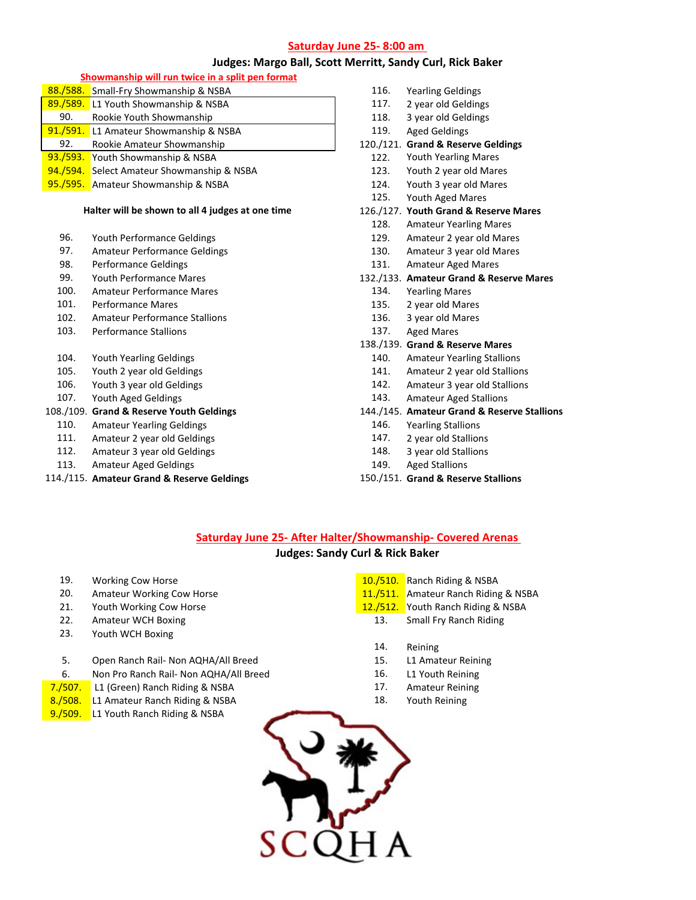## Saturday June 25- 8:00 am

### Judges: Margo Ball, Scott Merritt, Sandy Curl, Rick Baker

**Showmanship will run twice in a split pen format**

- 88./588. Small-Fry Showmanship & NSBA
- 89./589. L1 Youth Showmanship & NSBA
- 90. Rookie Youth Showmanship
- 91./591. L1 Amateur Showmanship & NSBA
- 92. Rookie Amateur Showmanship
- 93./593. Youth Showmanship & NSBA
- 94./594. Select Amateur Showmanship & NSBA
- 95./595. Amateur Showmanship & NSBA

**Halter will be shown to all 4 judges at one time**

- 96. Youth Performance Geldings
- 97. Amateur Performance Geldings
- 98. Performance Geldings
- 99. Youth Performance Mares
- 100. Amateur Performance Mares
- 101. Performance Mares
- 102. Amateur Performance Stallions
- 103. Performance Stallions

- 104. Youth Yearling Geldings
- 105. Youth 2 year old Geldings
- 106. Youth 3 year old Geldings
- 107. Youth Aged Geldings
- **108./109. Grand & Reserve Youth Geldings**
- 110. Amateur Yearling Geldings
- 111. Amateur 2 year old Geldings
- 112. Amateur 3 year old Geldings
- 113. Amateur Aged Geldings
- **114./115. Amateur Grand & Reserve Geldings**
- 116. Yearling Geldings
- 117. 2 year old Geldings
- 118. 3 year old Geldings
- 119. Aged Geldings
- **120./121. Grand & Reserve Geldings**
- 122. Youth Yearling Mares
- 123. Youth 2 year old Mares
- 124. Youth 3 year old Mares
- 125. Youth Aged Mares
- **126./127. Youth Grand & Reserve Mares**
- 128. Amateur Yearling Mares
- 129. Amateur 2 year old Mares
- 130. Amateur 3 year old Mares
- 131. Amateur Aged Mares
- **132./133. Amateur Grand & Reserve Mares**
- 134. Yearling Mares
- 135. 2 year old Mares
- 136. 3 year old Mares
- 137. Aged Mares
- **138./139. Grand & Reserve Mares**
- 140. Amateur Yearling Stallions
- 141. Amateur 2 year old Stallions
- 142. Amateur 3 year old Stallions
- 143. Amateur Aged Stallions
- **144./145. Amateur Grand & Reserve Stallions**
- 146. Yearling Stallions
- 147. 2 year old Stallions
- 148. 3 year old Stallions
- 149. Aged Stallions
- **150./151. Grand & Reserve Stallions**

## Saturday June 25- After Halter/Showmanship- Covered Arenas

### Judges: Sandy Curl & Rick Baker

- 19. Working Cow Horse
- 20. Amateur Working Cow Horse
- 21. Youth Working Cow Horse
- 22. Amateur WCH Boxing
- 23. Youth WCH Boxing

- 5. Open Ranch Rail- Non AQHA/All Breed
- 6. Non Pro Ranch Rail- Non AQHA/All Breed
- 7./507. L1 (Green) Ranch Riding & NSBA
- 8./508. L1 Amateur Ranch Riding & NSBA
- 9./509. L1 Youth Ranch Riding & NSBA
- 10./510. Ranch Riding & NSBA
- 11./511. Amateur Ranch Riding & NSBA
- 12./512. Youth Ranch Riding & NSBA
- 13. Small Fry Ranch Riding

- 14. Reining
- 15. L1 Amateur Reining
- 16. L1 Youth Reining
- 17. Amateur Reining
- 18. Youth Reining

SCQHA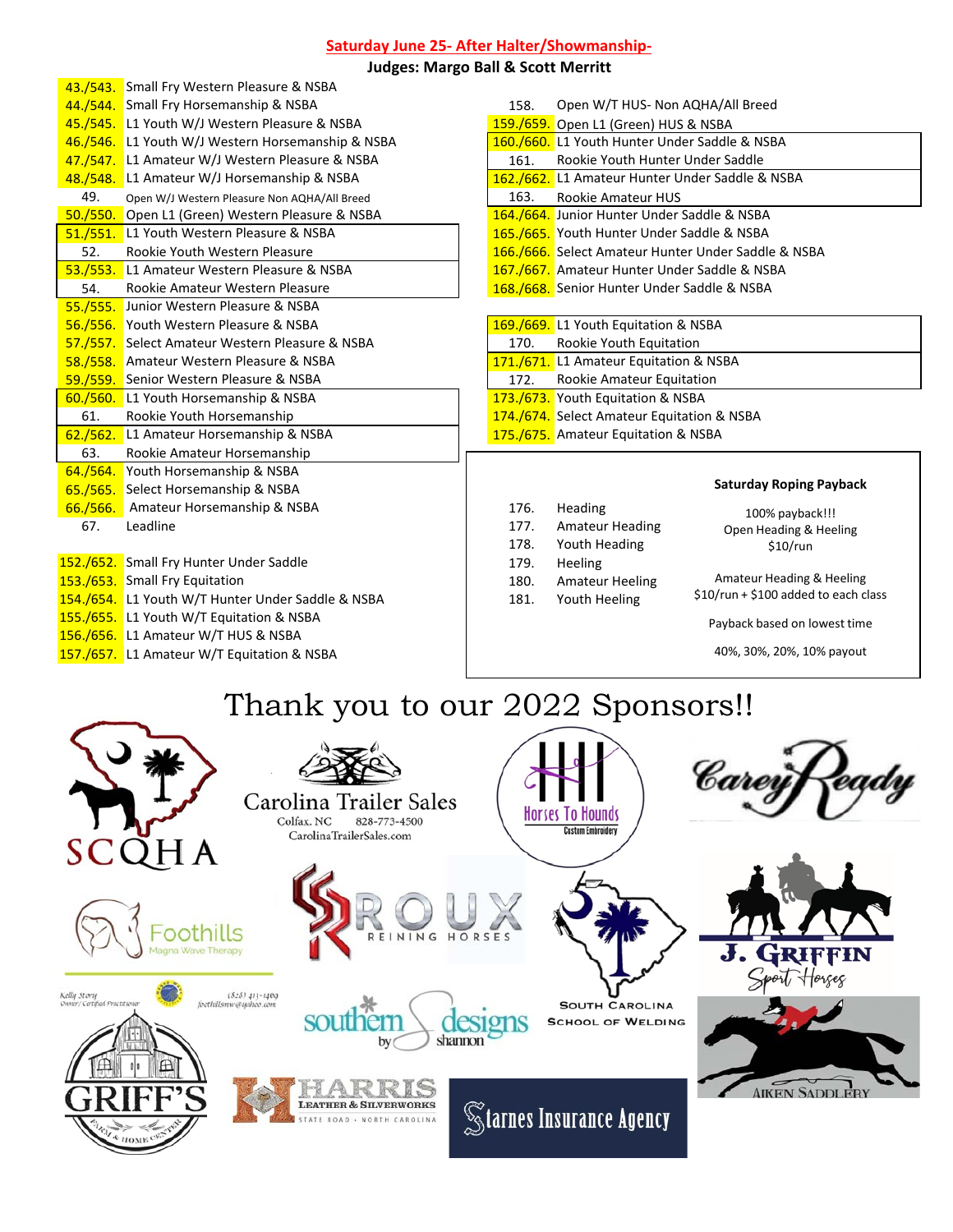## Saturday June 25- After Halter/Showmanship-

**Judges: Margo Ball & Scott Merritt**

| Class | Description |
|---|---|
| 43./543. | Small Fry Western Pleasure & NSBA |
| 44./544. | Small Fry Horsemanship & NSBA |
| 45./545. | L1 Youth W/J Western Pleasure & NSBA |
| 46./546. | L1 Youth W/J Western Horsemanship & NSBA |
| 47./547. | L1 Amateur W/J Western Pleasure & NSBA |
| 48./548. | L1 Amateur W/J Horsemanship & NSBA |
| 49. | Open W/J Western Pleasure Non AQHA/All Breed |
| 50./550. | Open L1 (Green) Western Pleasure & NSBA |
| 51./551. | L1 Youth Western Pleasure & NSBA |
| 52. | Rookie Youth Western Pleasure |
| 53./553. | L1 Amateur Western Pleasure & NSBA |
| 54. | Rookie Amateur Western Pleasure |
| 55./555. | Junior Western Pleasure & NSBA |
| 56./556. | Youth Western Pleasure & NSBA |
| 57./557. | Select Amateur Western Pleasure & NSBA |
| 58./558. | Amateur Western Pleasure & NSBA |
| 59./559. | Senior Western Pleasure & NSBA |
| 60./560. | L1 Youth Horsemanship & NSBA |
| 61. | Rookie Youth Horsemanship |
| 62./562. | L1 Amateur Horsemanship & NSBA |
| 63. | Rookie Amateur Horsemanship |
| 64./564. | Youth Horsemanship & NSBA |
| 65./565. | Select Horsemanship & NSBA |
| 66./566. | Amateur Horsemanship & NSBA |
| 67. | Leadline |

| Class | Description |
|---|---|
| 152./652. | Small Fry Hunter Under Saddle |
| 153./653. | Small Fry Equitation |
| 154./654. | L1 Youth W/T Hunter Under Saddle & NSBA |
| 155./655. | L1 Youth W/T Equitation & NSBA |
| 156./656. | L1 Amateur W/T HUS & NSBA |
| 157./657. | L1 Amateur W/T Equitation & NSBA |
| 158. | Open W/T HUS- Non AQHA/All Breed |
| 159./659. | Open L1 (Green) HUS & NSBA |
| 160./660. | L1 Youth Hunter Under Saddle & NSBA |
| 161. | Rookie Youth Hunter Under Saddle |
| 162./662. | L1 Amateur Hunter Under Saddle & NSBA |
| 163. | Rookie Amateur HUS |
| 164./664. | Junior Hunter Under Saddle & NSBA |
| 165./665. | Youth Hunter Under Saddle & NSBA |
| 166./666. | Select Amateur Hunter Under Saddle & NSBA |
| 167./667. | Amateur Hunter Under Saddle & NSBA |
| 168./668. | Senior Hunter Under Saddle & NSBA |

| Class | Description |
|---|---|
| 169./669. | L1 Youth Equitation & NSBA |
| 170. | Rookie Youth Equitation |
| 171./671. | L1 Amateur Equitation & NSBA |
| 172. | Rookie Amateur Equitation |
| 173./673. | Youth Equitation & NSBA |
| 174./674. | Select Amateur Equitation & NSBA |
| 175./675. | Amateur Equitation & NSBA |

| Class | Description |
|---|---|
| 176. | Heading |
| 177. | Amateur Heading |
| 178. | Youth Heading |
| 179. | Heeling |
| 180. | Amateur Heeling |
| 181. | Youth Heeling |

**Saturday Roping Payback**

100% payback!!!
Open Heading & Heeling
$10/run

Amateur Heading & Heeling
$10/run + $100 added to each class

Payback based on lowest time

40%, 30%, 20%, 10% payout

# Thank you to our 2022 Sponsors!!

SCQHA

Carolina Trailer Sales
Colfax, NC 828-773-4500
CarolinaTrailerSales.com

Horses To Hounds
Custom Embroidery

Carey Ready

Foothills
Magna Wave Therapy
Kelly Story
Owner/Certified Practitioner
(828) 413-1409
foothillsmw@yahoo.com

Roux Reining Horses

South Carolina School of Welding

J. Griffin Sport Horses

Griff's Farm & Home Center

southern designs by shannon

Harris Leather & Silverworks
State Road • North Carolina

Starnes Insurance Agency

Aiken Saddlery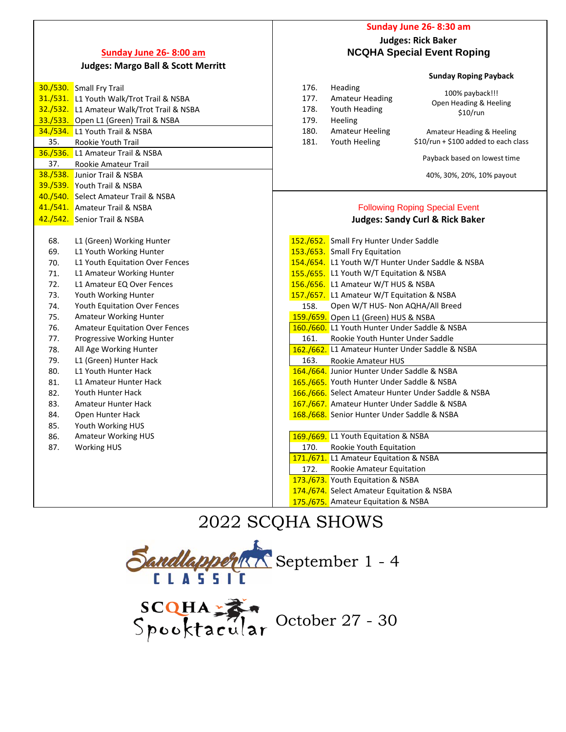**Sunday June 26- 8:00 am**

**Judges: Margo Ball & Scott Merritt**

| | |
|---|---|
| 30./530. | Small Fry Trail |
| 31./531. | L1 Youth Walk/Trot Trail & NSBA |
| 32./532. | L1 Amateur Walk/Trot Trail & NSBA |
| 33./533. | Open L1 (Green) Trail & NSBA |
| 34./534. | L1 Youth Trail & NSBA |
| 35. | Rookie Youth Trail |
| 36./536. | L1 Amateur Trail & NSBA |
| 37. | Rookie Amateur Trail |
| 38./538. | Junior Trail & NSBA |
| 39./539. | Youth Trail & NSBA |
| 40./540. | Select Amateur Trail & NSBA |
| 41./541. | Amateur Trail & NSBA |
| 42./542. | Senior Trail & NSBA |

| | |
|---|---|
| 68. | L1 (Green) Working Hunter |
| 69. | L1 Youth Working Hunter |
| 70. | L1 Youth Equitation Over Fences |
| 71. | L1 Amateur Working Hunter |
| 72. | L1 Amateur EQ Over Fences |
| 73. | Youth Working Hunter |
| 74. | Youth Equitation Over Fences |
| 75. | Amateur Working Hunter |
| 76. | Amateur Equitation Over Fences |
| 77. | Progressive Working Hunter |
| 78. | All Age Working Hunter |
| 79. | L1 (Green) Hunter Hack |
| 80. | L1 Youth Hunter Hack |
| 81. | L1 Amateur Hunter Hack |
| 82. | Youth Hunter Hack |
| 83. | Amateur Hunter Hack |
| 84. | Open Hunter Hack |
| 85. | Youth Working HUS |
| 86. | Amateur Working HUS |
| 87. | Working HUS |

**Sunday June 26- 8:30 am**

**Judges: Rick Baker**

**NCQHA Special Event Roping**

| | |
|---|---|
| 176. | Heading |
| 177. | Amateur Heading |
| 178. | Youth Heading |
| 179. | Heeling |
| 180. | Amateur Heeling |
| 181. | Youth Heeling |

**Sunday Roping Payback**

100% payback!!!
Open Heading & Heeling
$10/run

Amateur Heading & Heeling
$10/run + $100 added to each class

Payback based on lowest time

40%, 30%, 20%, 10% payout

**Following Roping Special Event**

**Judges: Sandy Curl & Rick Baker**

| | |
|---|---|
| 152./652. | Small Fry Hunter Under Saddle |
| 153./653. | Small Fry Equitation |
| 154./654. | L1 Youth W/T Hunter Under Saddle & NSBA |
| 155./655. | L1 Youth W/T Equitation & NSBA |
| 156./656. | L1 Amateur W/T HUS & NSBA |
| 157./657. | L1 Amateur W/T Equitation & NSBA |
| 158. | Open W/T HUS- Non AQHA/All Breed |
| 159./659. | Open L1 (Green) HUS & NSBA |
| 160./660. | L1 Youth Hunter Under Saddle & NSBA |
| 161. | Rookie Youth Hunter Under Saddle |
| 162./662. | L1 Amateur Hunter Under Saddle & NSBA |
| 163. | Rookie Amateur HUS |
| 164./664. | Junior Hunter Under Saddle & NSBA |
| 165./665. | Youth Hunter Under Saddle & NSBA |
| 166./666. | Select Amateur Hunter Under Saddle & NSBA |
| 167./667. | Amateur Hunter Under Saddle & NSBA |
| 168./668. | Senior Hunter Under Saddle & NSBA |

| | |
|---|---|
| 169./669. | L1 Youth Equitation & NSBA |
| 170. | Rookie Youth Equitation |
| 171./671. | L1 Amateur Equitation & NSBA |
| 172. | Rookie Amateur Equitation |
| 173./673. | Youth Equitation & NSBA |
| 174./674. | Select Amateur Equitation & NSBA |
| 175./675. | Amateur Equitation & NSBA |

# 2022 SCQHA SHOWS

Sandlapper Classic — September 1 - 4

SCQHA Spooktacular — October 27 - 30